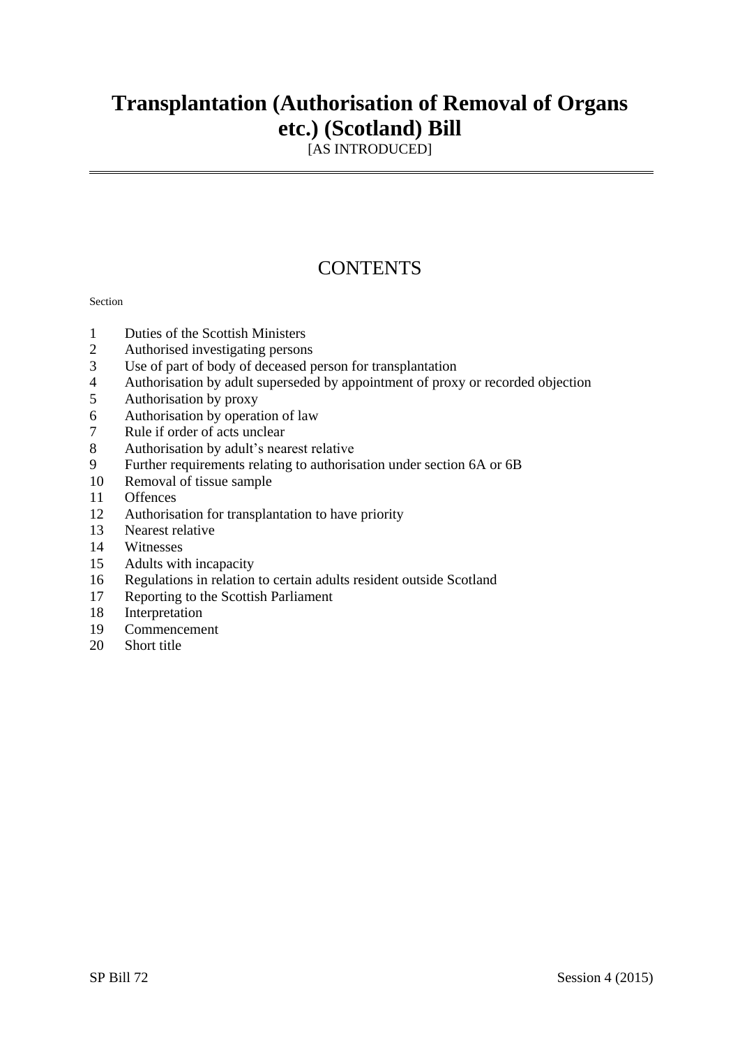# Transplantation (Authorisation of Removal of Organs etc.) (Scotland) Bill

[AS INTRODUCED]

## CONTENTS

Section

1 Duties of the Scottish Ministers
2 Authorised investigating persons
3 Use of part of body of deceased person for transplantation
4 Authorisation by adult superseded by appointment of proxy or recorded objection
5 Authorisation by proxy
6 Authorisation by operation of law
7 Rule if order of acts unclear
8 Authorisation by adult's nearest relative
9 Further requirements relating to authorisation under section 6A or 6B
10 Removal of tissue sample
11 Offences
12 Authorisation for transplantation to have priority
13 Nearest relative
14 Witnesses
15 Adults with incapacity
16 Regulations in relation to certain adults resident outside Scotland
17 Reporting to the Scottish Parliament
18 Interpretation
19 Commencement
20 Short title

SP Bill 72 Session 4 (2015)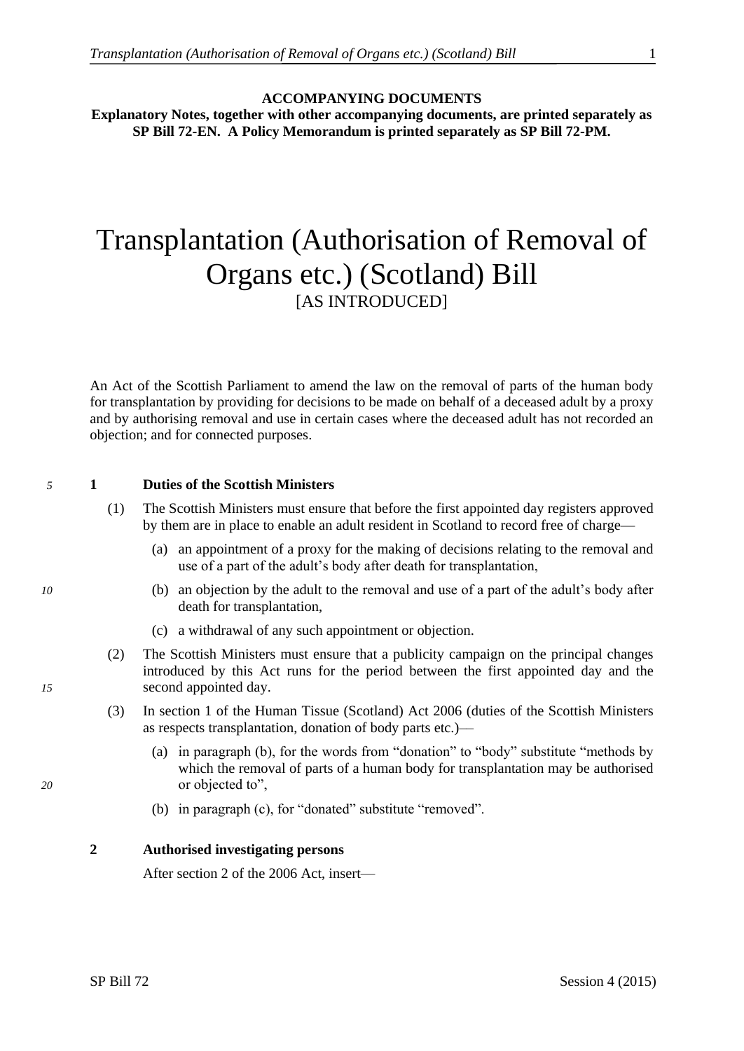**ACCOMPANYING DOCUMENTS**
**Explanatory Notes, together with other accompanying documents, are printed separately as SP Bill 72-EN. A Policy Memorandum is printed separately as SP Bill 72-PM.**

# Transplantation (Authorisation of Removal of Organs etc.) (Scotland) Bill

[AS INTRODUCED]

An Act of the Scottish Parliament to amend the law on the removal of parts of the human body for transplantation by providing for decisions to be made on behalf of a deceased adult by a proxy and by authorising removal and use in certain cases where the deceased adult has not recorded an objection; and for connected purposes.

### 1 Duties of the Scottish Ministers

(1) The Scottish Ministers must ensure that before the first appointed day registers approved by them are in place to enable an adult resident in Scotland to record free of charge—

(a) an appointment of a proxy for the making of decisions relating to the removal and use of a part of the adult's body after death for transplantation,

(b) an objection by the adult to the removal and use of a part of the adult's body after death for transplantation,

(c) a withdrawal of any such appointment or objection.

(2) The Scottish Ministers must ensure that a publicity campaign on the principal changes introduced by this Act runs for the period between the first appointed day and the second appointed day.

(3) In section 1 of the Human Tissue (Scotland) Act 2006 (duties of the Scottish Ministers as respects transplantation, donation of body parts etc.)—

(a) in paragraph (b), for the words from "donation" to "body" substitute "methods by which the removal of parts of a human body for transplantation may be authorised or objected to",

(b) in paragraph (c), for "donated" substitute "removed".

### 2 Authorised investigating persons

After section 2 of the 2006 Act, insert—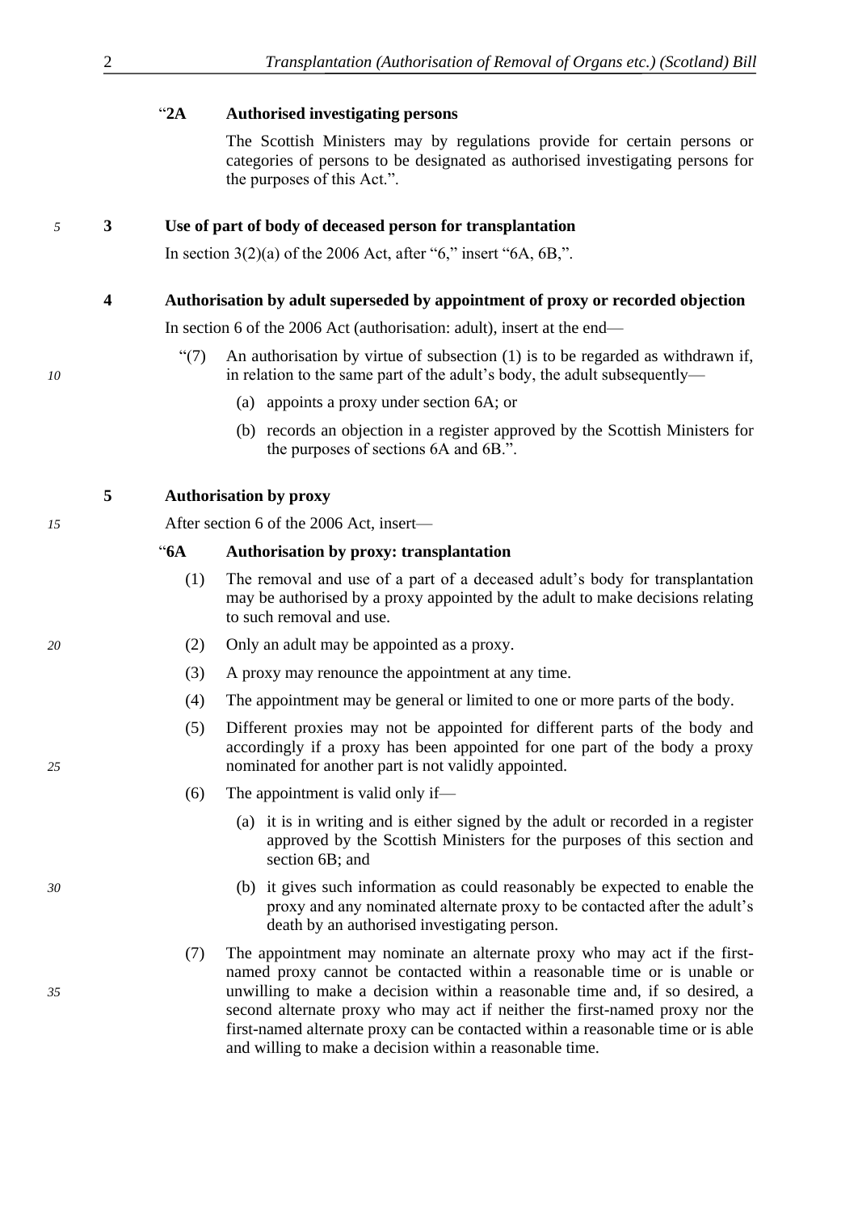"**2A Authorised investigating persons**

The Scottish Ministers may by regulations provide for certain persons or categories of persons to be designated as authorised investigating persons for the purposes of this Act.".

### 3 Use of part of body of deceased person for transplantation

In section 3(2)(a) of the 2006 Act, after "6," insert "6A, 6B,".

### 4 Authorisation by adult superseded by appointment of proxy or recorded objection

In section 6 of the 2006 Act (authorisation: adult), insert at the end—

"(7) An authorisation by virtue of subsection (1) is to be regarded as withdrawn if, in relation to the same part of the adult's body, the adult subsequently—

(a) appoints a proxy under section 6A; or

(b) records an objection in a register approved by the Scottish Ministers for the purposes of sections 6A and 6B.".

### 5 Authorisation by proxy

After section 6 of the 2006 Act, insert—

"**6A Authorisation by proxy: transplantation**

(1) The removal and use of a part of a deceased adult's body for transplantation may be authorised by a proxy appointed by the adult to make decisions relating to such removal and use.

(2) Only an adult may be appointed as a proxy.

(3) A proxy may renounce the appointment at any time.

(4) The appointment may be general or limited to one or more parts of the body.

(5) Different proxies may not be appointed for different parts of the body and accordingly if a proxy has been appointed for one part of the body a proxy nominated for another part is not validly appointed.

(6) The appointment is valid only if—

(a) it is in writing and is either signed by the adult or recorded in a register approved by the Scottish Ministers for the purposes of this section and section 6B; and

(b) it gives such information as could reasonably be expected to enable the proxy and any nominated alternate proxy to be contacted after the adult's death by an authorised investigating person.

(7) The appointment may nominate an alternate proxy who may act if the first-named proxy cannot be contacted within a reasonable time or is unable or unwilling to make a decision within a reasonable time and, if so desired, a second alternate proxy who may act if neither the first-named proxy nor the first-named alternate proxy can be contacted within a reasonable time or is able and willing to make a decision within a reasonable time.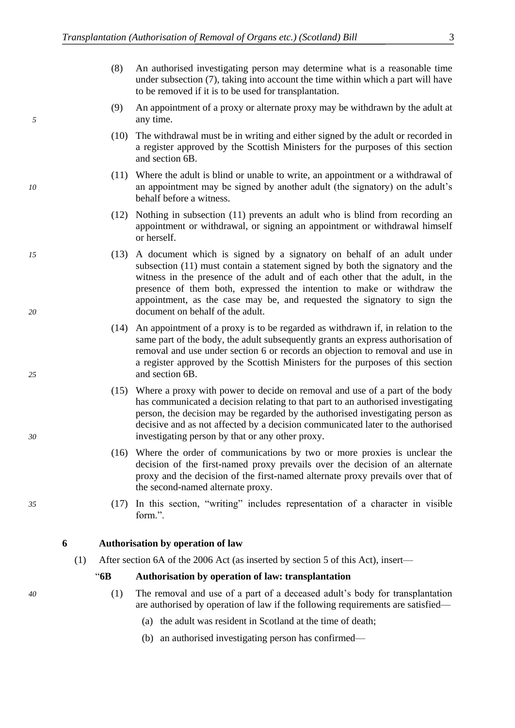(8) An authorised investigating person may determine what is a reasonable time under subsection (7), taking into account the time within which a part will have to be removed if it is to be used for transplantation.

(9) An appointment of a proxy or alternate proxy may be withdrawn by the adult at any time.

(10) The withdrawal must be in writing and either signed by the adult or recorded in a register approved by the Scottish Ministers for the purposes of this section and section 6B.

(11) Where the adult is blind or unable to write, an appointment or a withdrawal of an appointment may be signed by another adult (the signatory) on the adult's behalf before a witness.

(12) Nothing in subsection (11) prevents an adult who is blind from recording an appointment or withdrawal, or signing an appointment or withdrawal himself or herself.

(13) A document which is signed by a signatory on behalf of an adult under subsection (11) must contain a statement signed by both the signatory and the witness in the presence of the adult and of each other that the adult, in the presence of them both, expressed the intention to make or withdraw the appointment, as the case may be, and requested the signatory to sign the document on behalf of the adult.

(14) An appointment of a proxy is to be regarded as withdrawn if, in relation to the same part of the body, the adult subsequently grants an express authorisation of removal and use under section 6 or records an objection to removal and use in a register approved by the Scottish Ministers for the purposes of this section and section 6B.

(15) Where a proxy with power to decide on removal and use of a part of the body has communicated a decision relating to that part to an authorised investigating person, the decision may be regarded by the authorised investigating person as decisive and as not affected by a decision communicated later to the authorised investigating person by that or any other proxy.

(16) Where the order of communications by two or more proxies is unclear the decision of the first-named proxy prevails over the decision of an alternate proxy and the decision of the first-named alternate proxy prevails over that of the second-named alternate proxy.

(17) In this section, "writing" includes representation of a character in visible form.".

## 6 Authorisation by operation of law

(1) After section 6A of the 2006 Act (as inserted by section 5 of this Act), insert—

### "6B Authorisation by operation of law: transplantation

(1) The removal and use of a part of a deceased adult's body for transplantation are authorised by operation of law if the following requirements are satisfied—

(a) the adult was resident in Scotland at the time of death;

(b) an authorised investigating person has confirmed—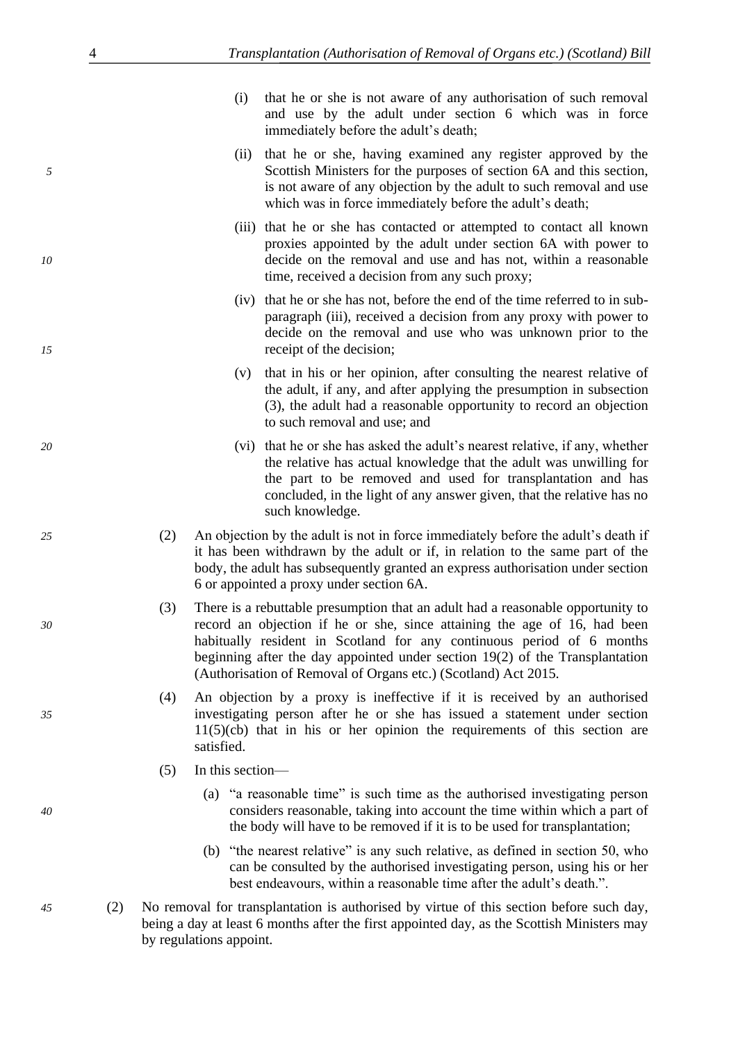(i) that he or she is not aware of any authorisation of such removal and use by the adult under section 6 which was in force immediately before the adult's death;

(ii) that he or she, having examined any register approved by the Scottish Ministers for the purposes of section 6A and this section, is not aware of any objection by the adult to such removal and use which was in force immediately before the adult's death;

(iii) that he or she has contacted or attempted to contact all known proxies appointed by the adult under section 6A with power to decide on the removal and use and has not, within a reasonable time, received a decision from any such proxy;

(iv) that he or she has not, before the end of the time referred to in sub-paragraph (iii), received a decision from any proxy with power to decide on the removal and use who was unknown prior to the receipt of the decision;

(v) that in his or her opinion, after consulting the nearest relative of the adult, if any, and after applying the presumption in subsection (3), the adult had a reasonable opportunity to record an objection to such removal and use; and

(vi) that he or she has asked the adult's nearest relative, if any, whether the relative has actual knowledge that the adult was unwilling for the part to be removed and used for transplantation and has concluded, in the light of any answer given, that the relative has no such knowledge.

(2) An objection by the adult is not in force immediately before the adult's death if it has been withdrawn by the adult or if, in relation to the same part of the body, the adult has subsequently granted an express authorisation under section 6 or appointed a proxy under section 6A.

(3) There is a rebuttable presumption that an adult had a reasonable opportunity to record an objection if he or she, since attaining the age of 16, had been habitually resident in Scotland for any continuous period of 6 months beginning after the day appointed under section 19(2) of the Transplantation (Authorisation of Removal of Organs etc.) (Scotland) Act 2015.

(4) An objection by a proxy is ineffective if it is received by an authorised investigating person after he or she has issued a statement under section 11(5)(cb) that in his or her opinion the requirements of this section are satisfied.

(5) In this section—

(a) "a reasonable time" is such time as the authorised investigating person considers reasonable, taking into account the time within which a part of the body will have to be removed if it is to be used for transplantation;

(b) "the nearest relative" is any such relative, as defined in section 50, who can be consulted by the authorised investigating person, using his or her best endeavours, within a reasonable time after the adult's death.".

(2) No removal for transplantation is authorised by virtue of this section before such day, being a day at least 6 months after the first appointed day, as the Scottish Ministers may by regulations appoint.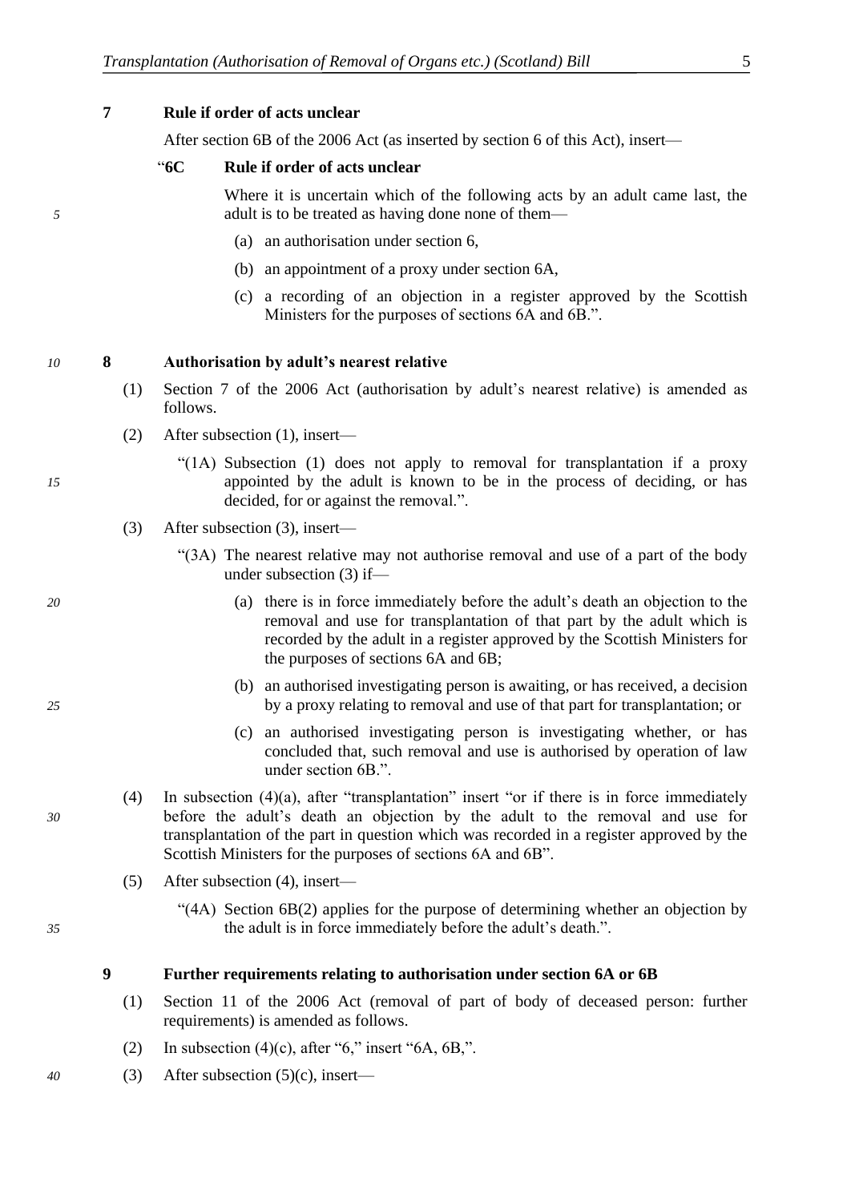**7 Rule if order of acts unclear**

After section 6B of the 2006 Act (as inserted by section 6 of this Act), insert—

> "**6C Rule if order of acts unclear**
>
> Where it is uncertain which of the following acts by an adult came last, the adult is to be treated as having done none of them—
>
> (a) an authorisation under section 6,
>
> (b) an appointment of a proxy under section 6A,
>
> (c) a recording of an objection in a register approved by the Scottish Ministers for the purposes of sections 6A and 6B.".

**8 Authorisation by adult's nearest relative**

(1) Section 7 of the 2006 Act (authorisation by adult's nearest relative) is amended as follows.

(2) After subsection (1), insert—

> "(1A) Subsection (1) does not apply to removal for transplantation if a proxy appointed by the adult is known to be in the process of deciding, or has decided, for or against the removal.".

(3) After subsection (3), insert—

> "(3A) The nearest relative may not authorise removal and use of a part of the body under subsection (3) if—
>
> (a) there is in force immediately before the adult's death an objection to the removal and use for transplantation of that part by the adult which is recorded by the adult in a register approved by the Scottish Ministers for the purposes of sections 6A and 6B;
>
> (b) an authorised investigating person is awaiting, or has received, a decision by a proxy relating to removal and use of that part for transplantation; or
>
> (c) an authorised investigating person is investigating whether, or has concluded that, such removal and use is authorised by operation of law under section 6B.".

(4) In subsection (4)(a), after "transplantation" insert "or if there is in force immediately before the adult's death an objection by the adult to the removal and use for transplantation of the part in question which was recorded in a register approved by the Scottish Ministers for the purposes of sections 6A and 6B".

(5) After subsection (4), insert—

> "(4A) Section 6B(2) applies for the purpose of determining whether an objection by the adult is in force immediately before the adult's death.".

**9 Further requirements relating to authorisation under section 6A or 6B**

(1) Section 11 of the 2006 Act (removal of part of body of deceased person: further requirements) is amended as follows.

(2) In subsection (4)(c), after "6," insert "6A, 6B,".

(3) After subsection (5)(c), insert—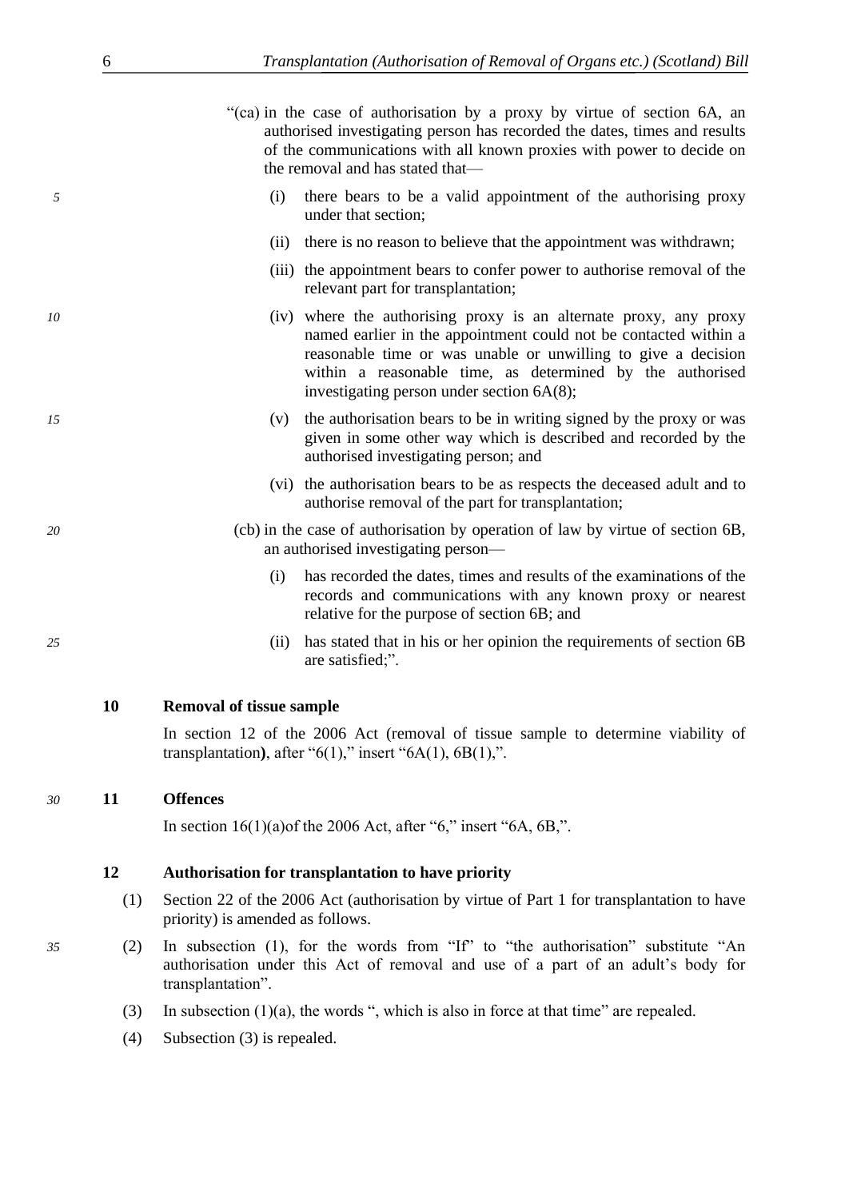"(ca) in the case of authorisation by a proxy by virtue of section 6A, an authorised investigating person has recorded the dates, times and results of the communications with all known proxies with power to decide on the removal and has stated that—

(i) there bears to be a valid appointment of the authorising proxy under that section;

(ii) there is no reason to believe that the appointment was withdrawn;

(iii) the appointment bears to confer power to authorise removal of the relevant part for transplantation;

(iv) where the authorising proxy is an alternate proxy, any proxy named earlier in the appointment could not be contacted within a reasonable time or was unable or unwilling to give a decision within a reasonable time, as determined by the authorised investigating person under section 6A(8);

(v) the authorisation bears to be in writing signed by the proxy or was given in some other way which is described and recorded by the authorised investigating person; and

(vi) the authorisation bears to be as respects the deceased adult and to authorise removal of the part for transplantation;

(cb) in the case of authorisation by operation of law by virtue of section 6B, an authorised investigating person—

(i) has recorded the dates, times and results of the examinations of the records and communications with any known proxy or nearest relative for the purpose of section 6B; and

(ii) has stated that in his or her opinion the requirements of section 6B are satisfied;".

**10 Removal of tissue sample**

In section 12 of the 2006 Act (removal of tissue sample to determine viability of transplantation**)**, after "6(1)," insert "6A(1), 6B(1),".

**11 Offences**

In section 16(1)(a)of the 2006 Act, after "6," insert "6A, 6B,".

**12 Authorisation for transplantation to have priority**

(1) Section 22 of the 2006 Act (authorisation by virtue of Part 1 for transplantation to have priority) is amended as follows.

(2) In subsection (1), for the words from "If" to "the authorisation" substitute "An authorisation under this Act of removal and use of a part of an adult's body for transplantation".

(3) In subsection (1)(a), the words ", which is also in force at that time" are repealed.

(4) Subsection (3) is repealed.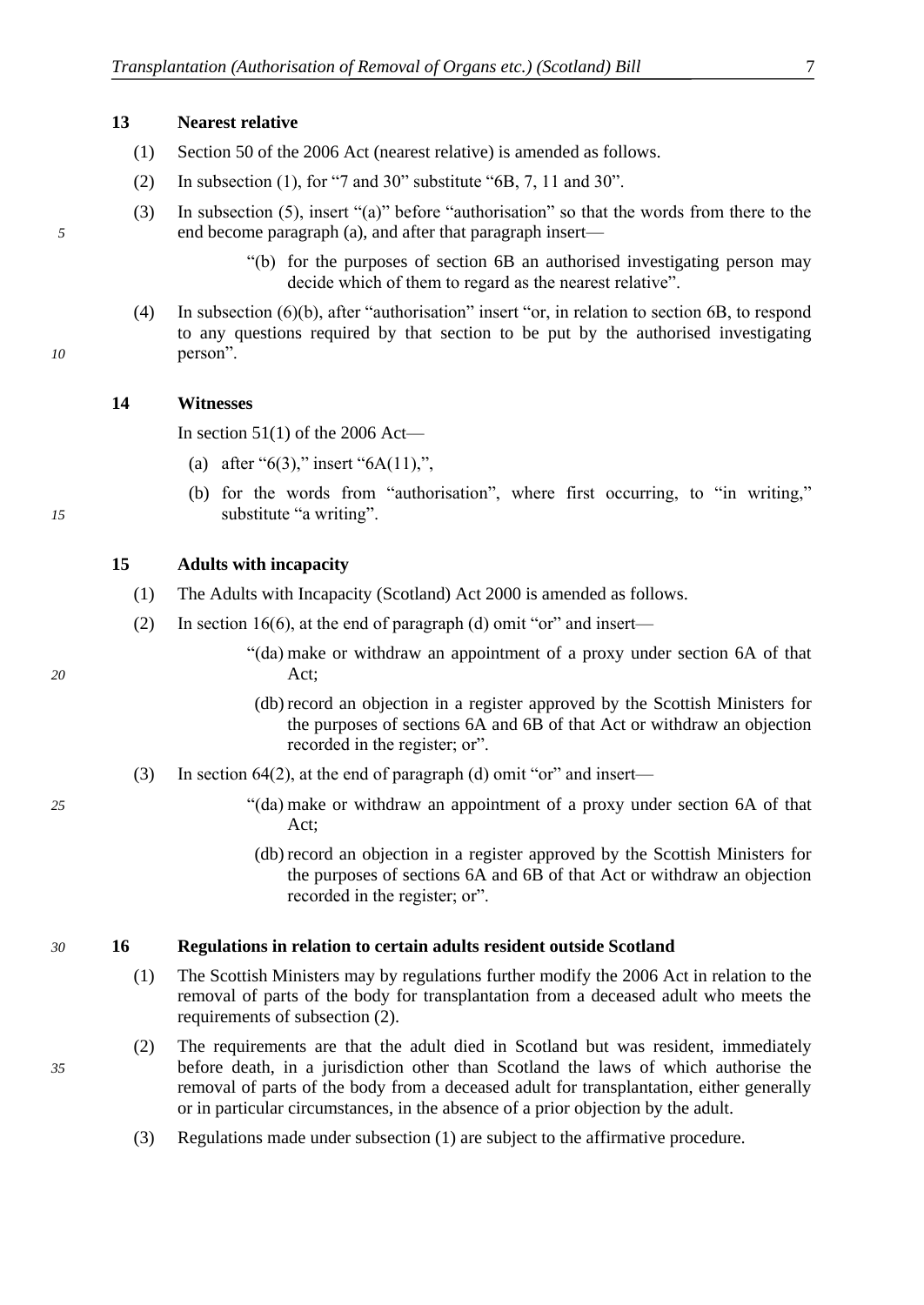**13 Nearest relative**

(1) Section 50 of the 2006 Act (nearest relative) is amended as follows.

(2) In subsection (1), for "7 and 30" substitute "6B, 7, 11 and 30".

(3) In subsection (5), insert "(a)" before "authorisation" so that the words from there to the end become paragraph (a), and after that paragraph insert—

> "(b) for the purposes of section 6B an authorised investigating person may decide which of them to regard as the nearest relative".

(4) In subsection (6)(b), after "authorisation" insert "or, in relation to section 6B, to respond to any questions required by that section to be put by the authorised investigating person".

**14 Witnesses**

In section 51(1) of the 2006 Act—

(a) after "6(3)," insert "6A(11),",

(b) for the words from "authorisation", where first occurring, to "in writing," substitute "a writing".

**15 Adults with incapacity**

(1) The Adults with Incapacity (Scotland) Act 2000 is amended as follows.

(2) In section 16(6), at the end of paragraph (d) omit "or" and insert—

> "(da) make or withdraw an appointment of a proxy under section 6A of that Act;
>
> (db) record an objection in a register approved by the Scottish Ministers for the purposes of sections 6A and 6B of that Act or withdraw an objection recorded in the register; or".

(3) In section 64(2), at the end of paragraph (d) omit "or" and insert—

> "(da) make or withdraw an appointment of a proxy under section 6A of that Act;
>
> (db) record an objection in a register approved by the Scottish Ministers for the purposes of sections 6A and 6B of that Act or withdraw an objection recorded in the register; or".

**16 Regulations in relation to certain adults resident outside Scotland**

(1) The Scottish Ministers may by regulations further modify the 2006 Act in relation to the removal of parts of the body for transplantation from a deceased adult who meets the requirements of subsection (2).

(2) The requirements are that the adult died in Scotland but was resident, immediately before death, in a jurisdiction other than Scotland the laws of which authorise the removal of parts of the body from a deceased adult for transplantation, either generally or in particular circumstances, in the absence of a prior objection by the adult.

(3) Regulations made under subsection (1) are subject to the affirmative procedure.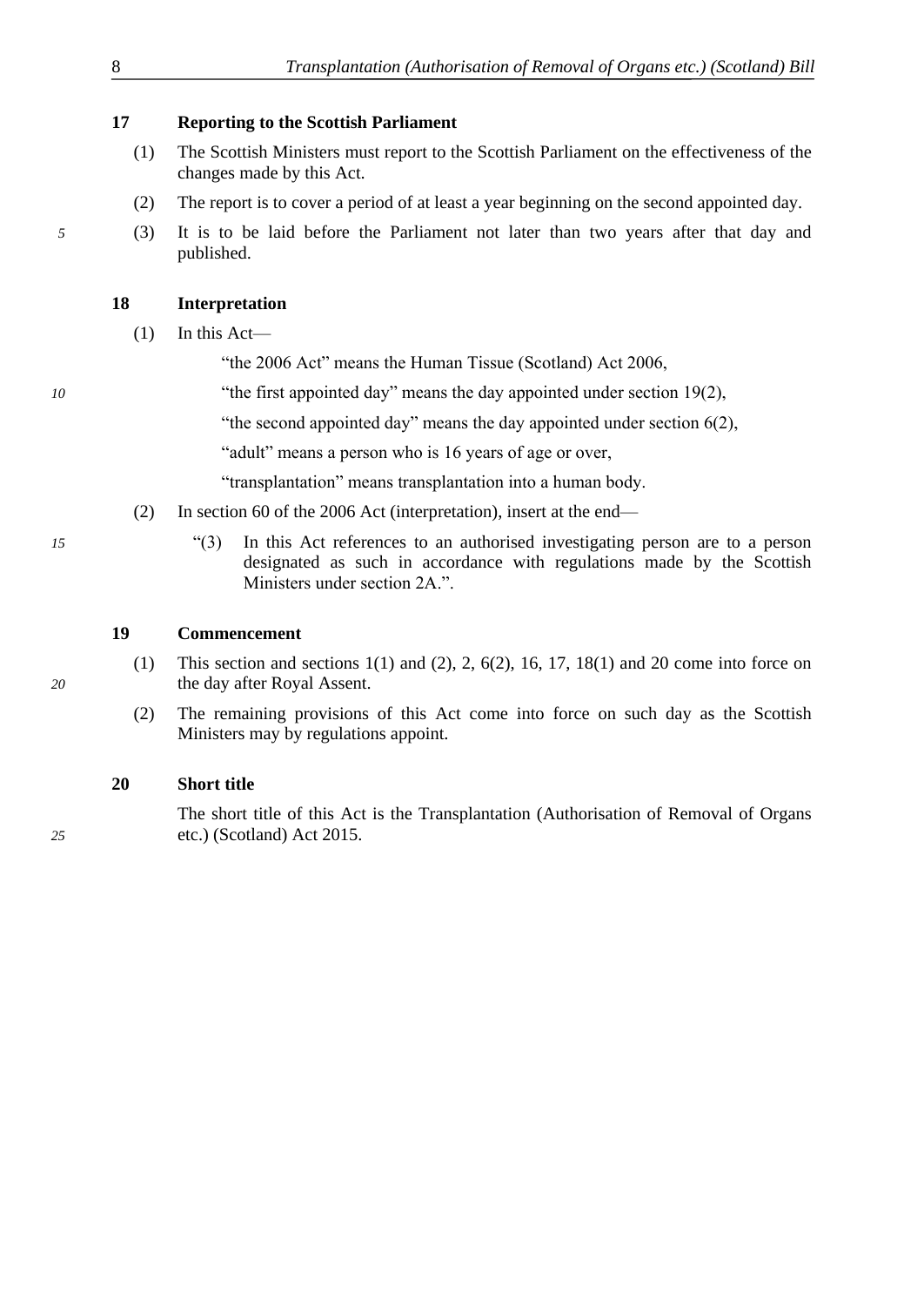**17 Reporting to the Scottish Parliament**

(1) The Scottish Ministers must report to the Scottish Parliament on the effectiveness of the changes made by this Act.

(2) The report is to cover a period of at least a year beginning on the second appointed day.

(3) It is to be laid before the Parliament not later than two years after that day and published.

**18 Interpretation**

(1) In this Act—

"the 2006 Act" means the Human Tissue (Scotland) Act 2006,

"the first appointed day" means the day appointed under section 19(2),

"the second appointed day" means the day appointed under section 6(2),

"adult" means a person who is 16 years of age or over,

"transplantation" means transplantation into a human body.

(2) In section 60 of the 2006 Act (interpretation), insert at the end—

"(3) In this Act references to an authorised investigating person are to a person designated as such in accordance with regulations made by the Scottish Ministers under section 2A.".

**19 Commencement**

(1) This section and sections 1(1) and (2), 2, 6(2), 16, 17, 18(1) and 20 come into force on the day after Royal Assent.

(2) The remaining provisions of this Act come into force on such day as the Scottish Ministers may by regulations appoint.

**20 Short title**

The short title of this Act is the Transplantation (Authorisation of Removal of Organs etc.) (Scotland) Act 2015.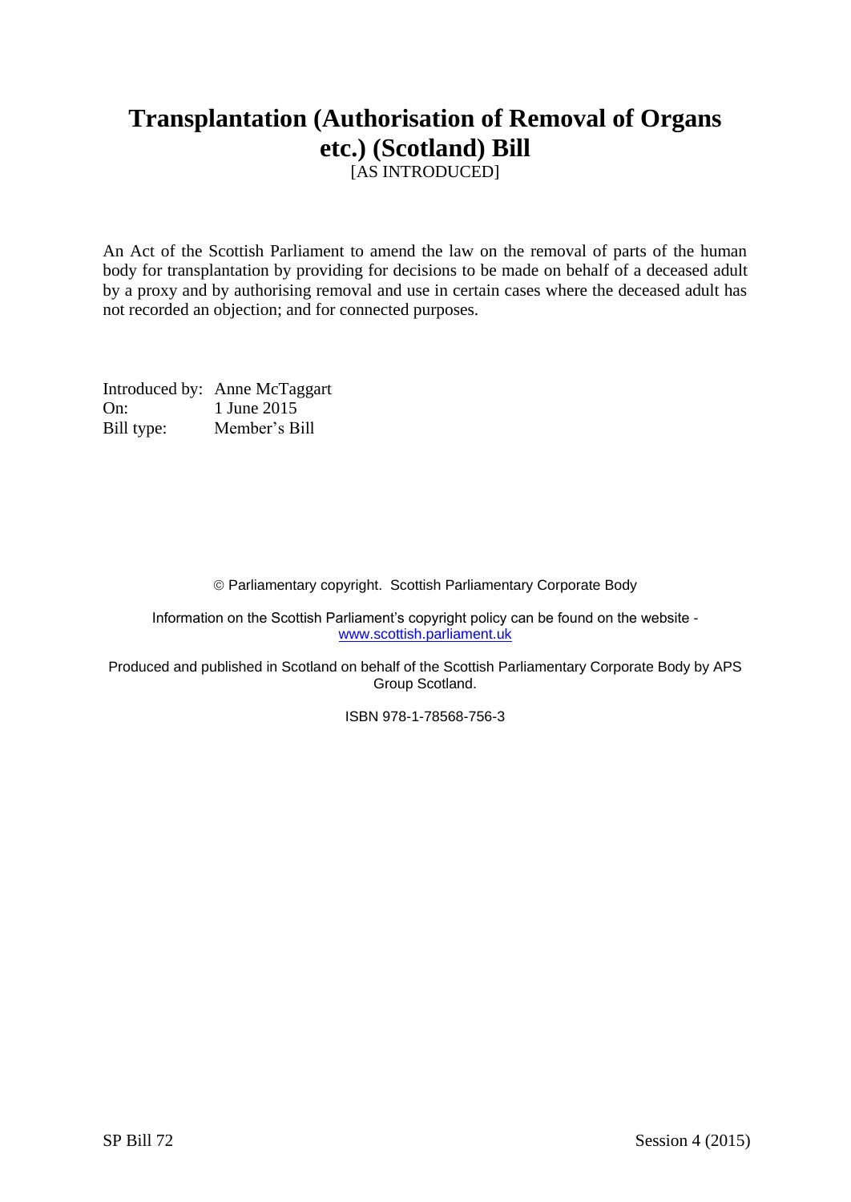# Transplantation (Authorisation of Removal of Organs etc.) (Scotland) Bill

[AS INTRODUCED]

An Act of the Scottish Parliament to amend the law on the removal of parts of the human body for transplantation by providing for decisions to be made on behalf of a deceased adult by a proxy and by authorising removal and use in certain cases where the deceased adult has not recorded an objection; and for connected purposes.

Introduced by: Anne McTaggart
On: 1 June 2015
Bill type: Member's Bill

© Parliamentary copyright. Scottish Parliamentary Corporate Body

Information on the Scottish Parliament's copyright policy can be found on the website - www.scottish.parliament.uk

Produced and published in Scotland on behalf of the Scottish Parliamentary Corporate Body by APS Group Scotland.

ISBN 978-1-78568-756-3

SP Bill 72

Session 4 (2015)